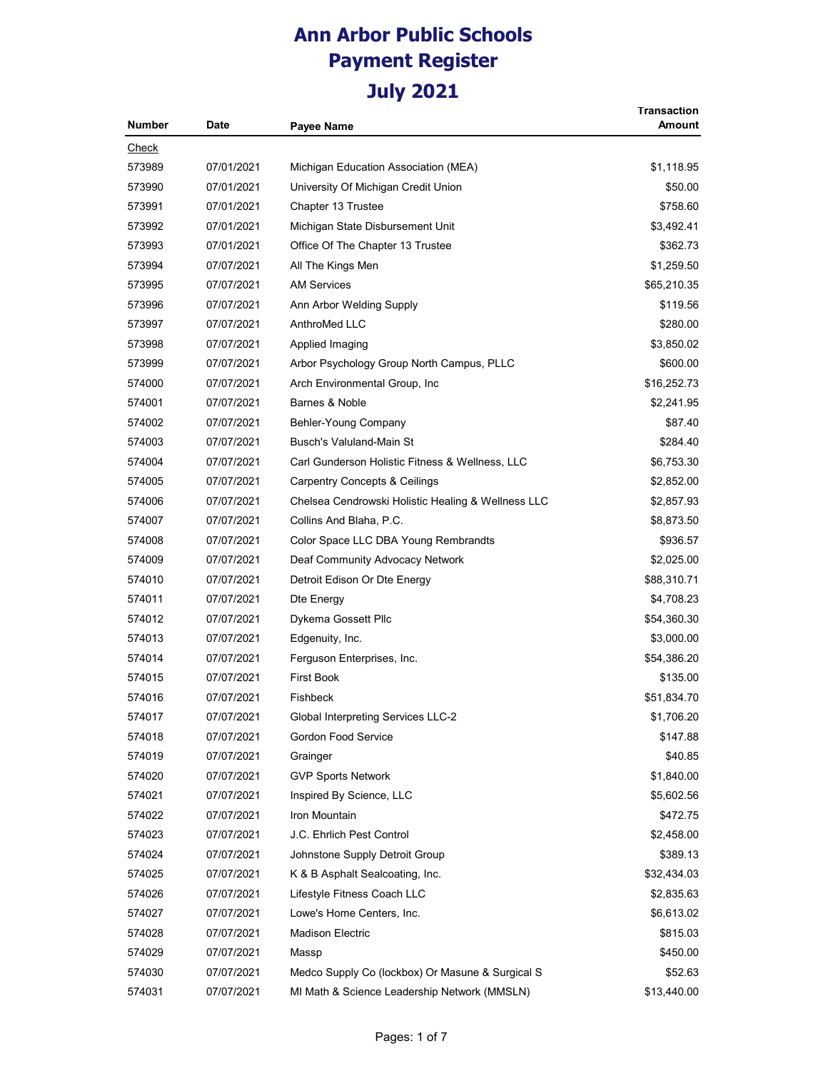# Ann Arbor Public Schools
# Payment Register
# July 2021

| Number | Date | Payee Name | Transaction Amount |
|---|---|---|---|
| Check | | | |
| 573989 | 07/01/2021 | Michigan Education Association (MEA) | $1,118.95 |
| 573990 | 07/01/2021 | University Of Michigan Credit Union | $50.00 |
| 573991 | 07/01/2021 | Chapter 13 Trustee | $758.60 |
| 573992 | 07/01/2021 | Michigan State Disbursement Unit | $3,492.41 |
| 573993 | 07/01/2021 | Office Of The Chapter 13 Trustee | $362.73 |
| 573994 | 07/07/2021 | All The Kings Men | $1,259.50 |
| 573995 | 07/07/2021 | AM Services | $65,210.35 |
| 573996 | 07/07/2021 | Ann Arbor Welding Supply | $119.56 |
| 573997 | 07/07/2021 | AnthroMed LLC | $280.00 |
| 573998 | 07/07/2021 | Applied Imaging | $3,850.02 |
| 573999 | 07/07/2021 | Arbor Psychology Group North Campus, PLLC | $600.00 |
| 574000 | 07/07/2021 | Arch Environmental Group, Inc | $16,252.73 |
| 574001 | 07/07/2021 | Barnes & Noble | $2,241.95 |
| 574002 | 07/07/2021 | Behler-Young Company | $87.40 |
| 574003 | 07/07/2021 | Busch's Valuland-Main St | $284.40 |
| 574004 | 07/07/2021 | Carl Gunderson Holistic Fitness & Wellness, LLC | $6,753.30 |
| 574005 | 07/07/2021 | Carpentry Concepts & Ceilings | $2,852.00 |
| 574006 | 07/07/2021 | Chelsea Cendrowski Holistic Healing & Wellness LLC | $2,857.93 |
| 574007 | 07/07/2021 | Collins And Blaha, P.C. | $8,873.50 |
| 574008 | 07/07/2021 | Color Space LLC DBA Young Rembrandts | $936.57 |
| 574009 | 07/07/2021 | Deaf Community Advocacy Network | $2,025.00 |
| 574010 | 07/07/2021 | Detroit Edison Or Dte Energy | $88,310.71 |
| 574011 | 07/07/2021 | Dte Energy | $4,708.23 |
| 574012 | 07/07/2021 | Dykema Gossett Pllc | $54,360.30 |
| 574013 | 07/07/2021 | Edgenuity, Inc. | $3,000.00 |
| 574014 | 07/07/2021 | Ferguson Enterprises, Inc. | $54,386.20 |
| 574015 | 07/07/2021 | First Book | $135.00 |
| 574016 | 07/07/2021 | Fishbeck | $51,834.70 |
| 574017 | 07/07/2021 | Global Interpreting Services LLC-2 | $1,706.20 |
| 574018 | 07/07/2021 | Gordon Food Service | $147.88 |
| 574019 | 07/07/2021 | Grainger | $40.85 |
| 574020 | 07/07/2021 | GVP Sports Network | $1,840.00 |
| 574021 | 07/07/2021 | Inspired By Science, LLC | $5,602.56 |
| 574022 | 07/07/2021 | Iron Mountain | $472.75 |
| 574023 | 07/07/2021 | J.C. Ehrlich Pest Control | $2,458.00 |
| 574024 | 07/07/2021 | Johnstone Supply Detroit Group | $389.13 |
| 574025 | 07/07/2021 | K & B Asphalt Sealcoating, Inc. | $32,434.03 |
| 574026 | 07/07/2021 | Lifestyle Fitness Coach LLC | $2,835.63 |
| 574027 | 07/07/2021 | Lowe's Home Centers, Inc. | $6,613.02 |
| 574028 | 07/07/2021 | Madison Electric | $815.03 |
| 574029 | 07/07/2021 | Massp | $450.00 |
| 574030 | 07/07/2021 | Medco Supply Co (lockbox) Or Masune & Surgical S | $52.63 |
| 574031 | 07/07/2021 | MI Math & Science Leadership Network (MMSLN) | $13,440.00 |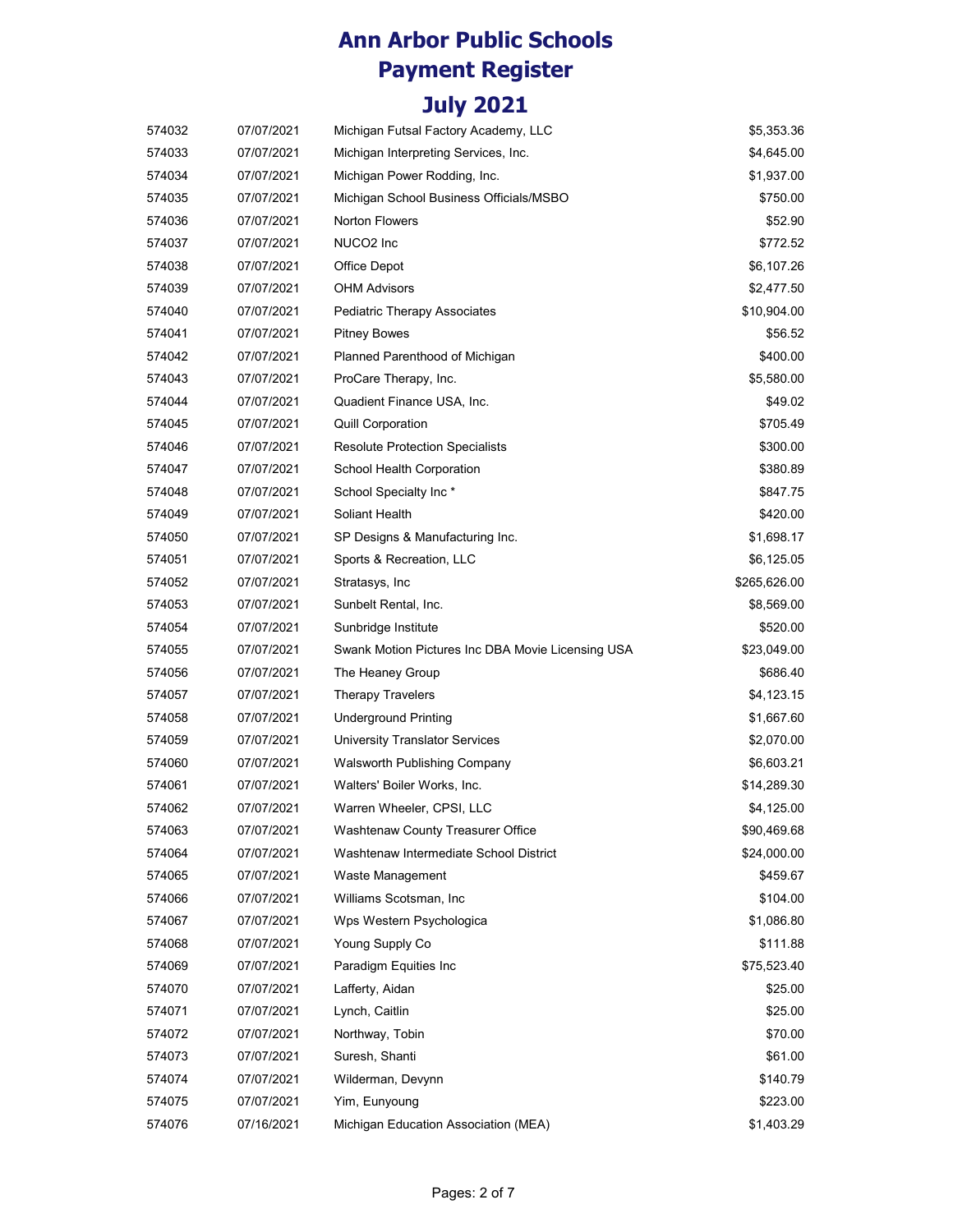# Ann Arbor Public Schools
# Payment Register
## July 2021

| | | | |
|---|---|---|---|
| 574032 | 07/07/2021 | Michigan Futsal Factory Academy, LLC | $5,353.36 |
| 574033 | 07/07/2021 | Michigan Interpreting Services, Inc. | $4,645.00 |
| 574034 | 07/07/2021 | Michigan Power Rodding, Inc. | $1,937.00 |
| 574035 | 07/07/2021 | Michigan School Business Officials/MSBO | $750.00 |
| 574036 | 07/07/2021 | Norton Flowers | $52.90 |
| 574037 | 07/07/2021 | NUCO2 Inc | $772.52 |
| 574038 | 07/07/2021 | Office Depot | $6,107.26 |
| 574039 | 07/07/2021 | OHM Advisors | $2,477.50 |
| 574040 | 07/07/2021 | Pediatric Therapy Associates | $10,904.00 |
| 574041 | 07/07/2021 | Pitney Bowes | $56.52 |
| 574042 | 07/07/2021 | Planned Parenthood of Michigan | $400.00 |
| 574043 | 07/07/2021 | ProCare Therapy, Inc. | $5,580.00 |
| 574044 | 07/07/2021 | Quadient Finance USA, Inc. | $49.02 |
| 574045 | 07/07/2021 | Quill Corporation | $705.49 |
| 574046 | 07/07/2021 | Resolute Protection Specialists | $300.00 |
| 574047 | 07/07/2021 | School Health Corporation | $380.89 |
| 574048 | 07/07/2021 | School Specialty Inc * | $847.75 |
| 574049 | 07/07/2021 | Soliant Health | $420.00 |
| 574050 | 07/07/2021 | SP Designs & Manufacturing Inc. | $1,698.17 |
| 574051 | 07/07/2021 | Sports & Recreation, LLC | $6,125.05 |
| 574052 | 07/07/2021 | Stratasys, Inc | $265,626.00 |
| 574053 | 07/07/2021 | Sunbelt Rental, Inc. | $8,569.00 |
| 574054 | 07/07/2021 | Sunbridge Institute | $520.00 |
| 574055 | 07/07/2021 | Swank Motion Pictures Inc DBA Movie Licensing USA | $23,049.00 |
| 574056 | 07/07/2021 | The Heaney Group | $686.40 |
| 574057 | 07/07/2021 | Therapy Travelers | $4,123.15 |
| 574058 | 07/07/2021 | Underground Printing | $1,667.60 |
| 574059 | 07/07/2021 | University Translator Services | $2,070.00 |
| 574060 | 07/07/2021 | Walsworth Publishing Company | $6,603.21 |
| 574061 | 07/07/2021 | Walters' Boiler Works, Inc. | $14,289.30 |
| 574062 | 07/07/2021 | Warren Wheeler, CPSI, LLC | $4,125.00 |
| 574063 | 07/07/2021 | Washtenaw County Treasurer Office | $90,469.68 |
| 574064 | 07/07/2021 | Washtenaw Intermediate School District | $24,000.00 |
| 574065 | 07/07/2021 | Waste Management | $459.67 |
| 574066 | 07/07/2021 | Williams Scotsman, Inc | $104.00 |
| 574067 | 07/07/2021 | Wps Western Psychologica | $1,086.80 |
| 574068 | 07/07/2021 | Young Supply Co | $111.88 |
| 574069 | 07/07/2021 | Paradigm Equities Inc | $75,523.40 |
| 574070 | 07/07/2021 | Lafferty, Aidan | $25.00 |
| 574071 | 07/07/2021 | Lynch, Caitlin | $25.00 |
| 574072 | 07/07/2021 | Northway, Tobin | $70.00 |
| 574073 | 07/07/2021 | Suresh, Shanti | $61.00 |
| 574074 | 07/07/2021 | Wilderman, Devynn | $140.79 |
| 574075 | 07/07/2021 | Yim, Eunyoung | $223.00 |
| 574076 | 07/16/2021 | Michigan Education Association (MEA) | $1,403.29 |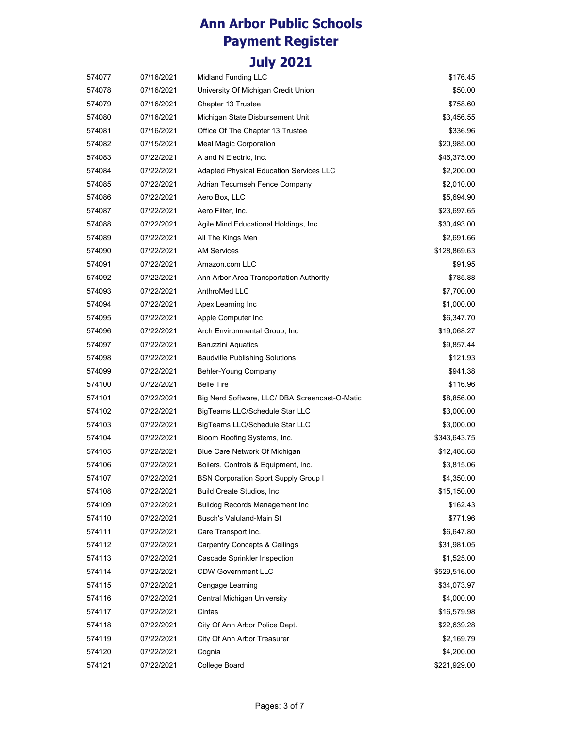# Ann Arbor Public Schools
# Payment Register
## July 2021

| | | | |
|---|---|---|---|
| 574077 | 07/16/2021 | Midland Funding LLC | $176.45 |
| 574078 | 07/16/2021 | University Of Michigan Credit Union | $50.00 |
| 574079 | 07/16/2021 | Chapter 13 Trustee | $758.60 |
| 574080 | 07/16/2021 | Michigan State Disbursement Unit | $3,456.55 |
| 574081 | 07/16/2021 | Office Of The Chapter 13 Trustee | $336.96 |
| 574082 | 07/15/2021 | Meal Magic Corporation | $20,985.00 |
| 574083 | 07/22/2021 | A and N Electric, Inc. | $46,375.00 |
| 574084 | 07/22/2021 | Adapted Physical Education Services LLC | $2,200.00 |
| 574085 | 07/22/2021 | Adrian Tecumseh Fence Company | $2,010.00 |
| 574086 | 07/22/2021 | Aero Box, LLC | $5,694.90 |
| 574087 | 07/22/2021 | Aero Filter, Inc. | $23,697.65 |
| 574088 | 07/22/2021 | Agile Mind Educational Holdings, Inc. | $30,493.00 |
| 574089 | 07/22/2021 | All The Kings Men | $2,691.66 |
| 574090 | 07/22/2021 | AM Services | $128,869.63 |
| 574091 | 07/22/2021 | Amazon.com LLC | $91.95 |
| 574092 | 07/22/2021 | Ann Arbor Area Transportation Authority | $785.88 |
| 574093 | 07/22/2021 | AnthroMed LLC | $7,700.00 |
| 574094 | 07/22/2021 | Apex Learning Inc | $1,000.00 |
| 574095 | 07/22/2021 | Apple Computer Inc | $6,347.70 |
| 574096 | 07/22/2021 | Arch Environmental Group, Inc | $19,068.27 |
| 574097 | 07/22/2021 | Baruzzini Aquatics | $9,857.44 |
| 574098 | 07/22/2021 | Baudville Publishing Solutions | $121.93 |
| 574099 | 07/22/2021 | Behler-Young Company | $941.38 |
| 574100 | 07/22/2021 | Belle Tire | $116.96 |
| 574101 | 07/22/2021 | Big Nerd Software, LLC/ DBA Screencast-O-Matic | $8,856.00 |
| 574102 | 07/22/2021 | BigTeams LLC/Schedule Star LLC | $3,000.00 |
| 574103 | 07/22/2021 | BigTeams LLC/Schedule Star LLC | $3,000.00 |
| 574104 | 07/22/2021 | Bloom Roofing Systems, Inc. | $343,643.75 |
| 574105 | 07/22/2021 | Blue Care Network Of Michigan | $12,486.68 |
| 574106 | 07/22/2021 | Boilers, Controls & Equipment, Inc. | $3,815.06 |
| 574107 | 07/22/2021 | BSN Corporation Sport Supply Group I | $4,350.00 |
| 574108 | 07/22/2021 | Build Create Studios, Inc | $15,150.00 |
| 574109 | 07/22/2021 | Bulldog Records Management Inc | $162.43 |
| 574110 | 07/22/2021 | Busch's Valuland-Main St | $771.96 |
| 574111 | 07/22/2021 | Care Transport Inc. | $6,647.80 |
| 574112 | 07/22/2021 | Carpentry Concepts & Ceilings | $31,981.05 |
| 574113 | 07/22/2021 | Cascade Sprinkler Inspection | $1,525.00 |
| 574114 | 07/22/2021 | CDW Government LLC | $529,516.00 |
| 574115 | 07/22/2021 | Cengage Learning | $34,073.97 |
| 574116 | 07/22/2021 | Central Michigan University | $4,000.00 |
| 574117 | 07/22/2021 | Cintas | $16,579.98 |
| 574118 | 07/22/2021 | City Of Ann Arbor Police Dept. | $22,639.28 |
| 574119 | 07/22/2021 | City Of Ann Arbor Treasurer | $2,169.79 |
| 574120 | 07/22/2021 | Cognia | $4,200.00 |
| 574121 | 07/22/2021 | College Board | $221,929.00 |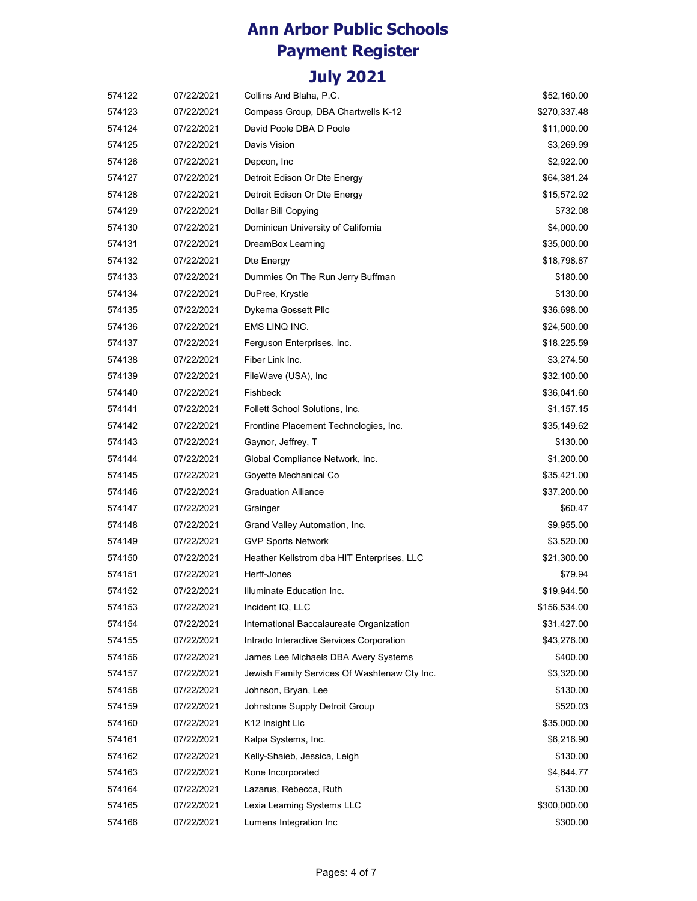# Ann Arbor Public Schools
# Payment Register
## July 2021

| | | | |
|---|---|---|---|
| 574122 | 07/22/2021 | Collins And Blaha, P.C. | $52,160.00 |
| 574123 | 07/22/2021 | Compass Group, DBA Chartwells K-12 | $270,337.48 |
| 574124 | 07/22/2021 | David Poole DBA D Poole | $11,000.00 |
| 574125 | 07/22/2021 | Davis Vision | $3,269.99 |
| 574126 | 07/22/2021 | Depcon, Inc | $2,922.00 |
| 574127 | 07/22/2021 | Detroit Edison Or Dte Energy | $64,381.24 |
| 574128 | 07/22/2021 | Detroit Edison Or Dte Energy | $15,572.92 |
| 574129 | 07/22/2021 | Dollar Bill Copying | $732.08 |
| 574130 | 07/22/2021 | Dominican University of California | $4,000.00 |
| 574131 | 07/22/2021 | DreamBox Learning | $35,000.00 |
| 574132 | 07/22/2021 | Dte Energy | $18,798.87 |
| 574133 | 07/22/2021 | Dummies On The Run Jerry Buffman | $180.00 |
| 574134 | 07/22/2021 | DuPree, Krystle | $130.00 |
| 574135 | 07/22/2021 | Dykema Gossett Pllc | $36,698.00 |
| 574136 | 07/22/2021 | EMS LINQ INC. | $24,500.00 |
| 574137 | 07/22/2021 | Ferguson Enterprises, Inc. | $18,225.59 |
| 574138 | 07/22/2021 | Fiber Link Inc. | $3,274.50 |
| 574139 | 07/22/2021 | FileWave (USA), Inc | $32,100.00 |
| 574140 | 07/22/2021 | Fishbeck | $36,041.60 |
| 574141 | 07/22/2021 | Follett School Solutions, Inc. | $1,157.15 |
| 574142 | 07/22/2021 | Frontline Placement Technologies, Inc. | $35,149.62 |
| 574143 | 07/22/2021 | Gaynor, Jeffrey, T | $130.00 |
| 574144 | 07/22/2021 | Global Compliance Network, Inc. | $1,200.00 |
| 574145 | 07/22/2021 | Goyette Mechanical Co | $35,421.00 |
| 574146 | 07/22/2021 | Graduation Alliance | $37,200.00 |
| 574147 | 07/22/2021 | Grainger | $60.47 |
| 574148 | 07/22/2021 | Grand Valley Automation, Inc. | $9,955.00 |
| 574149 | 07/22/2021 | GVP Sports Network | $3,520.00 |
| 574150 | 07/22/2021 | Heather Kellstrom dba HIT Enterprises, LLC | $21,300.00 |
| 574151 | 07/22/2021 | Herff-Jones | $79.94 |
| 574152 | 07/22/2021 | Illuminate Education Inc. | $19,944.50 |
| 574153 | 07/22/2021 | Incident IQ, LLC | $156,534.00 |
| 574154 | 07/22/2021 | International Baccalaureate Organization | $31,427.00 |
| 574155 | 07/22/2021 | Intrado Interactive Services Corporation | $43,276.00 |
| 574156 | 07/22/2021 | James Lee Michaels DBA Avery Systems | $400.00 |
| 574157 | 07/22/2021 | Jewish Family Services Of Washtenaw Cty Inc. | $3,320.00 |
| 574158 | 07/22/2021 | Johnson, Bryan, Lee | $130.00 |
| 574159 | 07/22/2021 | Johnstone Supply Detroit Group | $520.03 |
| 574160 | 07/22/2021 | K12 Insight Llc | $35,000.00 |
| 574161 | 07/22/2021 | Kalpa Systems, Inc. | $6,216.90 |
| 574162 | 07/22/2021 | Kelly-Shaieb, Jessica, Leigh | $130.00 |
| 574163 | 07/22/2021 | Kone Incorporated | $4,644.77 |
| 574164 | 07/22/2021 | Lazarus, Rebecca, Ruth | $130.00 |
| 574165 | 07/22/2021 | Lexia Learning Systems LLC | $300,000.00 |
| 574166 | 07/22/2021 | Lumens Integration Inc | $300.00 |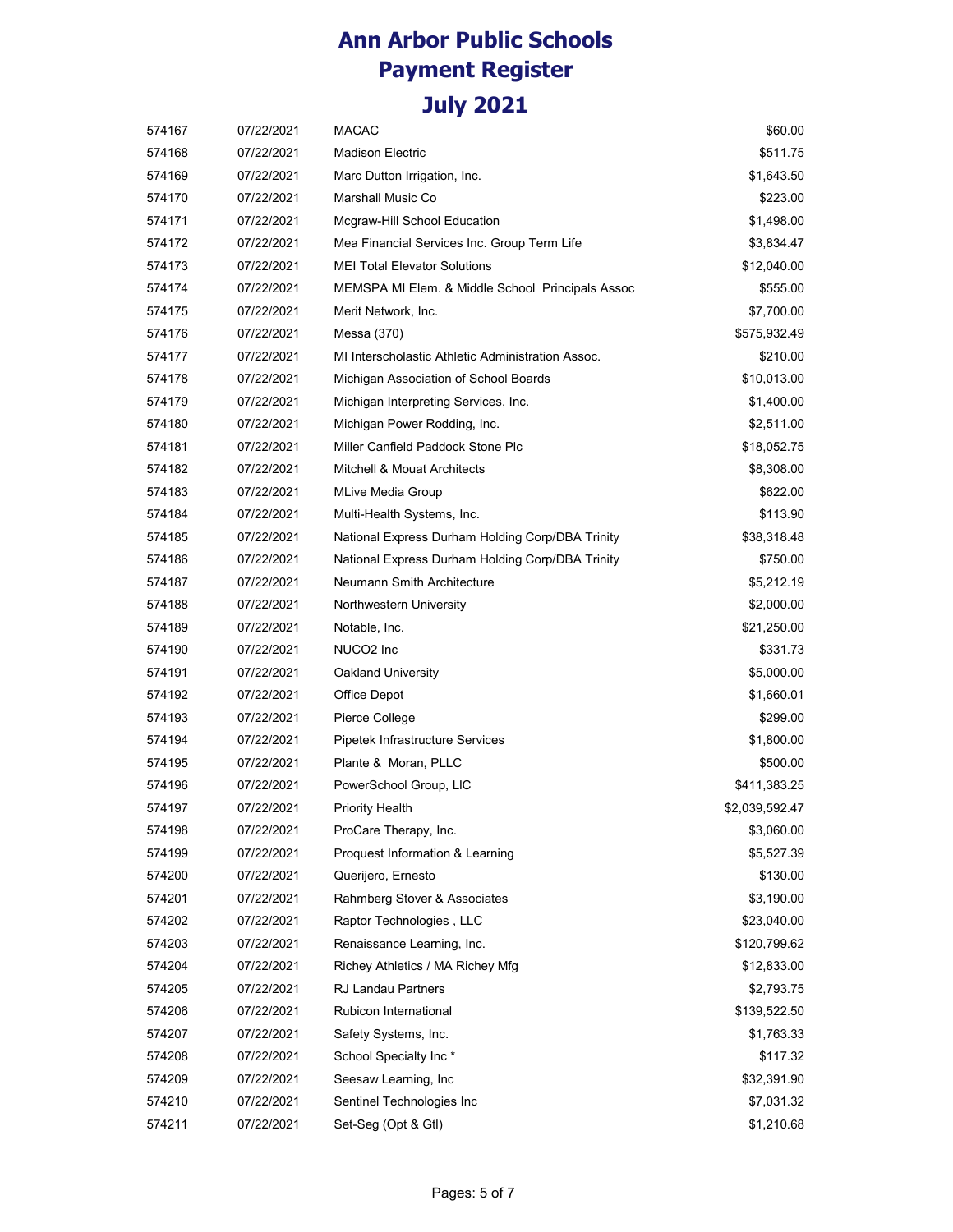# Ann Arbor Public Schools
# Payment Register
## July 2021

| | | | |
|---|---|---|---|
| 574167 | 07/22/2021 | MACAC | $60.00 |
| 574168 | 07/22/2021 | Madison Electric | $511.75 |
| 574169 | 07/22/2021 | Marc Dutton Irrigation, Inc. | $1,643.50 |
| 574170 | 07/22/2021 | Marshall Music Co | $223.00 |
| 574171 | 07/22/2021 | Mcgraw-Hill School Education | $1,498.00 |
| 574172 | 07/22/2021 | Mea Financial Services Inc. Group Term Life | $3,834.47 |
| 574173 | 07/22/2021 | MEI Total Elevator Solutions | $12,040.00 |
| 574174 | 07/22/2021 | MEMSPA MI Elem. & Middle School Principals Assoc | $555.00 |
| 574175 | 07/22/2021 | Merit Network, Inc. | $7,700.00 |
| 574176 | 07/22/2021 | Messa (370) | $575,932.49 |
| 574177 | 07/22/2021 | MI Interscholastic Athletic Administration Assoc. | $210.00 |
| 574178 | 07/22/2021 | Michigan Association of School Boards | $10,013.00 |
| 574179 | 07/22/2021 | Michigan Interpreting Services, Inc. | $1,400.00 |
| 574180 | 07/22/2021 | Michigan Power Rodding, Inc. | $2,511.00 |
| 574181 | 07/22/2021 | Miller Canfield Paddock Stone Plc | $18,052.75 |
| 574182 | 07/22/2021 | Mitchell & Mouat Architects | $8,308.00 |
| 574183 | 07/22/2021 | MLive Media Group | $622.00 |
| 574184 | 07/22/2021 | Multi-Health Systems, Inc. | $113.90 |
| 574185 | 07/22/2021 | National Express Durham Holding Corp/DBA Trinity | $38,318.48 |
| 574186 | 07/22/2021 | National Express Durham Holding Corp/DBA Trinity | $750.00 |
| 574187 | 07/22/2021 | Neumann Smith Architecture | $5,212.19 |
| 574188 | 07/22/2021 | Northwestern University | $2,000.00 |
| 574189 | 07/22/2021 | Notable, Inc. | $21,250.00 |
| 574190 | 07/22/2021 | NUCO2 Inc | $331.73 |
| 574191 | 07/22/2021 | Oakland University | $5,000.00 |
| 574192 | 07/22/2021 | Office Depot | $1,660.01 |
| 574193 | 07/22/2021 | Pierce College | $299.00 |
| 574194 | 07/22/2021 | Pipetek Infrastructure Services | $1,800.00 |
| 574195 | 07/22/2021 | Plante & Moran, PLLC | $500.00 |
| 574196 | 07/22/2021 | PowerSchool Group, LlC | $411,383.25 |
| 574197 | 07/22/2021 | Priority Health | $2,039,592.47 |
| 574198 | 07/22/2021 | ProCare Therapy, Inc. | $3,060.00 |
| 574199 | 07/22/2021 | Proquest Information & Learning | $5,527.39 |
| 574200 | 07/22/2021 | Querijero, Ernesto | $130.00 |
| 574201 | 07/22/2021 | Rahmberg Stover & Associates | $3,190.00 |
| 574202 | 07/22/2021 | Raptor Technologies , LLC | $23,040.00 |
| 574203 | 07/22/2021 | Renaissance Learning, Inc. | $120,799.62 |
| 574204 | 07/22/2021 | Richey Athletics / MA Richey Mfg | $12,833.00 |
| 574205 | 07/22/2021 | RJ Landau Partners | $2,793.75 |
| 574206 | 07/22/2021 | Rubicon International | $139,522.50 |
| 574207 | 07/22/2021 | Safety Systems, Inc. | $1,763.33 |
| 574208 | 07/22/2021 | School Specialty Inc * | $117.32 |
| 574209 | 07/22/2021 | Seesaw Learning, Inc | $32,391.90 |
| 574210 | 07/22/2021 | Sentinel Technologies Inc | $7,031.32 |
| 574211 | 07/22/2021 | Set-Seg (Opt & Gtl) | $1,210.68 |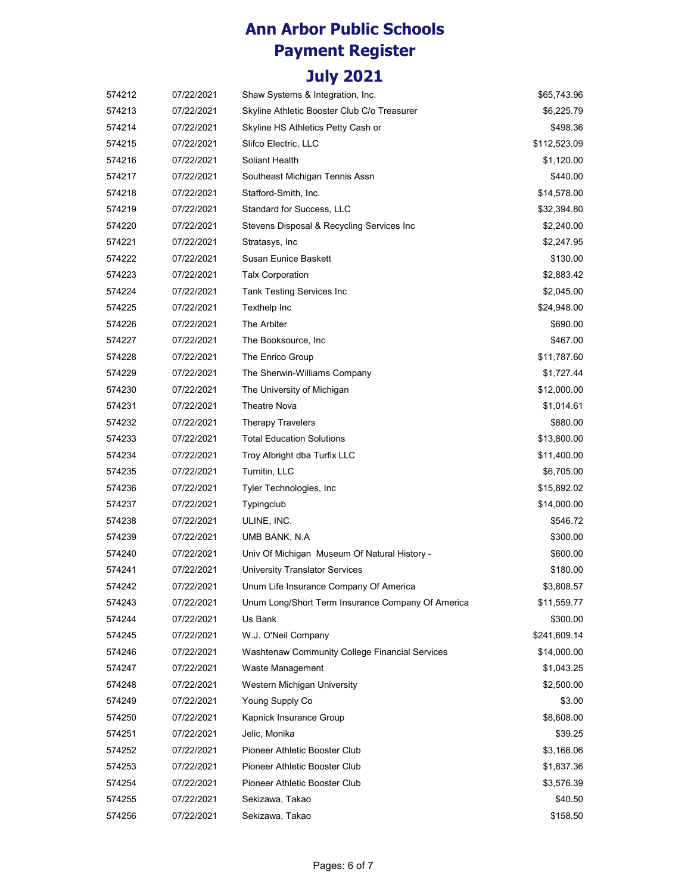# Ann Arbor Public Schools
# Payment Register
## July 2021

| | | | |
|---|---|---|---|
| 574212 | 07/22/2021 | Shaw Systems & Integration, Inc. | $65,743.96 |
| 574213 | 07/22/2021 | Skyline Athletic Booster Club C/o Treasurer | $6,225.79 |
| 574214 | 07/22/2021 | Skyline HS Athletics Petty Cash or | $498.36 |
| 574215 | 07/22/2021 | Slifco Electric, LLC | $112,523.09 |
| 574216 | 07/22/2021 | Soliant Health | $1,120.00 |
| 574217 | 07/22/2021 | Southeast Michigan Tennis Assn | $440.00 |
| 574218 | 07/22/2021 | Stafford-Smith, Inc. | $14,578.00 |
| 574219 | 07/22/2021 | Standard for Success, LLC | $32,394.80 |
| 574220 | 07/22/2021 | Stevens Disposal & Recycling Services Inc | $2,240.00 |
| 574221 | 07/22/2021 | Stratasys, Inc | $2,247.95 |
| 574222 | 07/22/2021 | Susan Eunice Baskett | $130.00 |
| 574223 | 07/22/2021 | Talx Corporation | $2,883.42 |
| 574224 | 07/22/2021 | Tank Testing Services Inc | $2,045.00 |
| 574225 | 07/22/2021 | Texthelp Inc | $24,948.00 |
| 574226 | 07/22/2021 | The Arbiter | $690.00 |
| 574227 | 07/22/2021 | The Booksource, Inc | $467.00 |
| 574228 | 07/22/2021 | The Enrico Group | $11,787.60 |
| 574229 | 07/22/2021 | The Sherwin-Williams Company | $1,727.44 |
| 574230 | 07/22/2021 | The University of Michigan | $12,000.00 |
| 574231 | 07/22/2021 | Theatre Nova | $1,014.61 |
| 574232 | 07/22/2021 | Therapy Travelers | $880.00 |
| 574233 | 07/22/2021 | Total Education Solutions | $13,800.00 |
| 574234 | 07/22/2021 | Troy Albright dba Turfix LLC | $11,400.00 |
| 574235 | 07/22/2021 | Turnitin, LLC | $6,705.00 |
| 574236 | 07/22/2021 | Tyler Technologies, Inc | $15,892.02 |
| 574237 | 07/22/2021 | Typingclub | $14,000.00 |
| 574238 | 07/22/2021 | ULINE, INC. | $546.72 |
| 574239 | 07/22/2021 | UMB BANK, N.A | $300.00 |
| 574240 | 07/22/2021 | Univ Of Michigan Museum Of Natural History - | $600.00 |
| 574241 | 07/22/2021 | University Translator Services | $180.00 |
| 574242 | 07/22/2021 | Unum Life Insurance Company Of America | $3,808.57 |
| 574243 | 07/22/2021 | Unum Long/Short Term Insurance Company Of America | $11,559.77 |
| 574244 | 07/22/2021 | Us Bank | $300.00 |
| 574245 | 07/22/2021 | W.J. O'Neil Company | $241,609.14 |
| 574246 | 07/22/2021 | Washtenaw Community College Financial Services | $14,000.00 |
| 574247 | 07/22/2021 | Waste Management | $1,043.25 |
| 574248 | 07/22/2021 | Western Michigan University | $2,500.00 |
| 574249 | 07/22/2021 | Young Supply Co | $3.00 |
| 574250 | 07/22/2021 | Kapnick Insurance Group | $8,608.00 |
| 574251 | 07/22/2021 | Jelic, Monika | $39.25 |
| 574252 | 07/22/2021 | Pioneer Athletic Booster Club | $3,166.06 |
| 574253 | 07/22/2021 | Pioneer Athletic Booster Club | $1,837.36 |
| 574254 | 07/22/2021 | Pioneer Athletic Booster Club | $3,576.39 |
| 574255 | 07/22/2021 | Sekizawa, Takao | $40.50 |
| 574256 | 07/22/2021 | Sekizawa, Takao | $158.50 |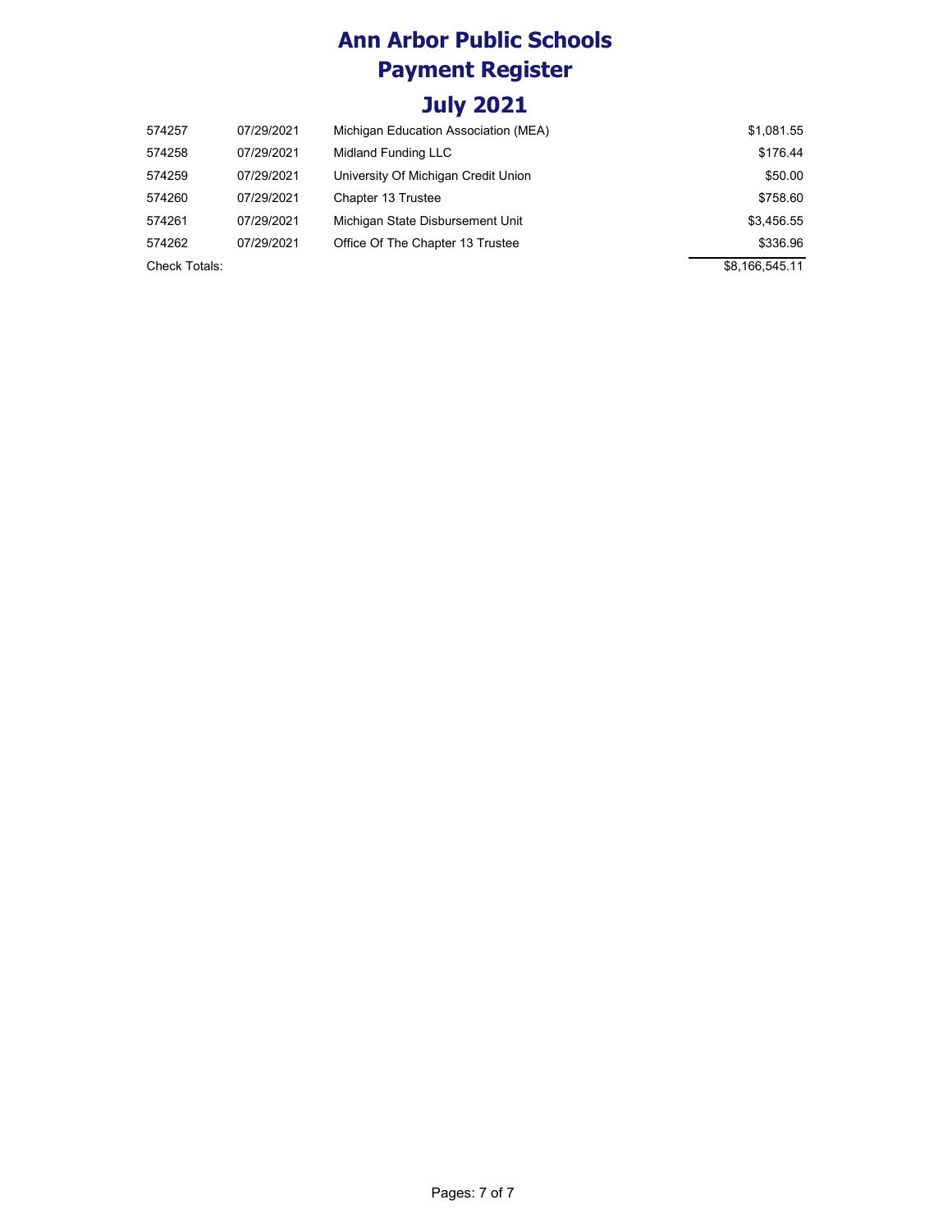# Ann Arbor Public Schools
# Payment Register
# July 2021

| | | | |
|---|---|---|---|
| 574257 | 07/29/2021 | Michigan Education Association (MEA) | $1,081.55 |
| 574258 | 07/29/2021 | Midland Funding LLC | $176.44 |
| 574259 | 07/29/2021 | University Of Michigan Credit Union | $50.00 |
| 574260 | 07/29/2021 | Chapter 13 Trustee | $758.60 |
| 574261 | 07/29/2021 | Michigan State Disbursement Unit | $3,456.55 |
| 574262 | 07/29/2021 | Office Of The Chapter 13 Trustee | $336.96 |
| Check Totals: | | | $8,166,545.11 |